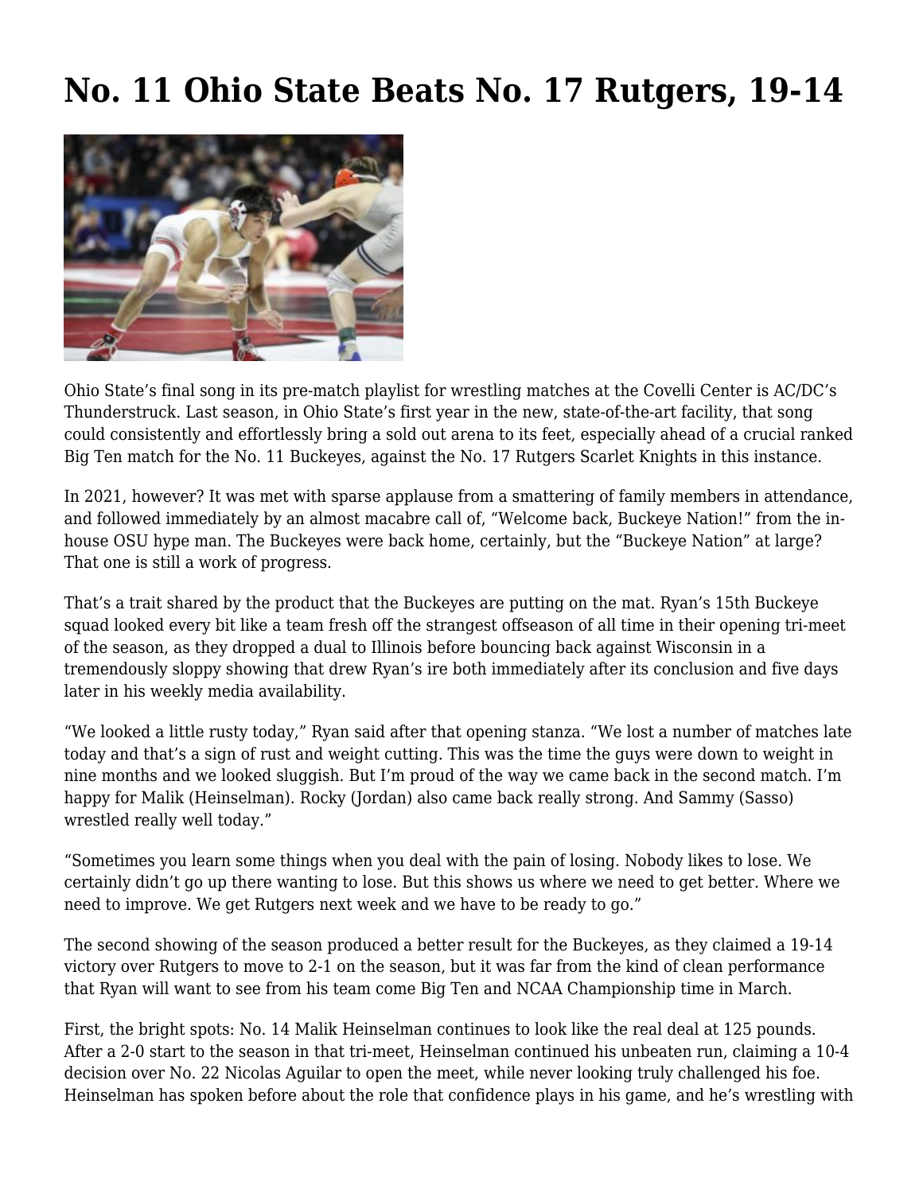# No. 11 Ohio State Beats No. 17 Rutgers, 19-14

Ohio State's final song in its pre-match playlist for wrestling matches at the Covelli Center is AC/DC's Thunderstruck. Last season, in Ohio State's first year in the new, state-of-the-art facility, that song could consistently and effortlessly bring a sold out arena to its feet, especially ahead of a crucial ranked Big Ten match for the No. 11 Buckeyes, against the No. 17 Rutgers Scarlet Knights in this instance.

In 2021, however? It was met with sparse applause from a smattering of family members in attendance, and followed immediately by an almost macabre call of, "Welcome back, Buckeye Nation!" from the in-house OSU hype man. The Buckeyes were back home, certainly, but the "Buckeye Nation" at large? That one is still a work of progress.

That's a trait shared by the product that the Buckeyes are putting on the mat. Ryan's 15th Buckeye squad looked every bit like a team fresh off the strangest offseason of all time in their opening tri-meet of the season, as they dropped a dual to Illinois before bouncing back against Wisconsin in a tremendously sloppy showing that drew Ryan's ire both immediately after its conclusion and five days later in his weekly media availability.

"We looked a little rusty today," Ryan said after that opening stanza. "We lost a number of matches late today and that's a sign of rust and weight cutting. This was the time the guys were down to weight in nine months and we looked sluggish. But I'm proud of the way we came back in the second match. I'm happy for Malik (Heinselman). Rocky (Jordan) also came back really strong. And Sammy (Sasso) wrestled really well today."

"Sometimes you learn some things when you deal with the pain of losing. Nobody likes to lose. We certainly didn't go up there wanting to lose. But this shows us where we need to get better. Where we need to improve. We get Rutgers next week and we have to be ready to go."

The second showing of the season produced a better result for the Buckeyes, as they claimed a 19-14 victory over Rutgers to move to 2-1 on the season, but it was far from the kind of clean performance that Ryan will want to see from his team come Big Ten and NCAA Championship time in March.

First, the bright spots: No. 14 Malik Heinselman continues to look like the real deal at 125 pounds. After a 2-0 start to the season in that tri-meet, Heinselman continued his unbeaten run, claiming a 10-4 decision over No. 22 Nicolas Aguilar to open the meet, while never looking truly challenged his foe. Heinselman has spoken before about the role that confidence plays in his game, and he's wrestling with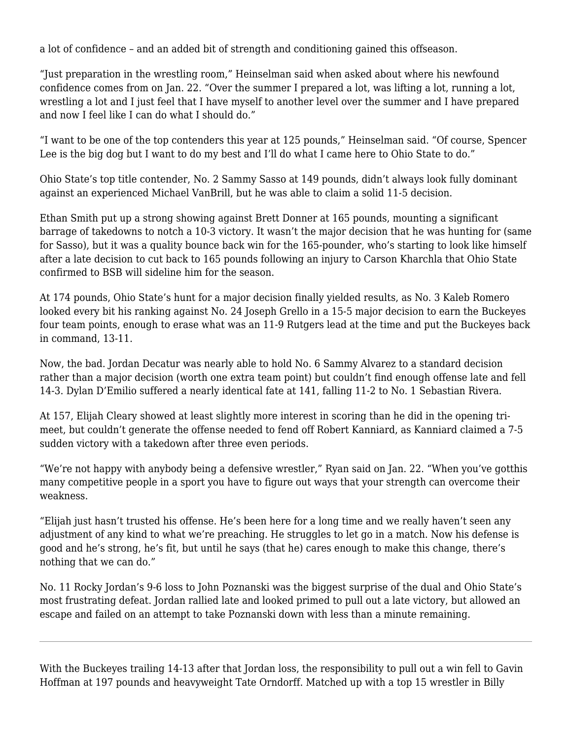a lot of confidence – and an added bit of strength and conditioning gained this offseason.

“Just preparation in the wrestling room,” Heinselman said when asked about where his newfound confidence comes from on Jan. 22. “Over the summer I prepared a lot, was lifting a lot, running a lot, wrestling a lot and I just feel that I have myself to another level over the summer and I have prepared and now I feel like I can do what I should do.”

“I want to be one of the top contenders this year at 125 pounds,” Heinselman said. “Of course, Spencer Lee is the big dog but I want to do my best and I’ll do what I came here to Ohio State to do.”

Ohio State’s top title contender, No. 2 Sammy Sasso at 149 pounds, didn’t always look fully dominant against an experienced Michael VanBrill, but he was able to claim a solid 11-5 decision.

Ethan Smith put up a strong showing against Brett Donner at 165 pounds, mounting a significant barrage of takedowns to notch a 10-3 victory. It wasn’t the major decision that he was hunting for (same for Sasso), but it was a quality bounce back win for the 165-pounder, who’s starting to look like himself after a late decision to cut back to 165 pounds following an injury to Carson Kharchla that Ohio State confirmed to BSB will sideline him for the season.

At 174 pounds, Ohio State’s hunt for a major decision finally yielded results, as No. 3 Kaleb Romero looked every bit his ranking against No. 24 Joseph Grello in a 15-5 major decision to earn the Buckeyes four team points, enough to erase what was an 11-9 Rutgers lead at the time and put the Buckeyes back in command, 13-11.

Now, the bad. Jordan Decatur was nearly able to hold No. 6 Sammy Alvarez to a standard decision rather than a major decision (worth one extra team point) but couldn’t find enough offense late and fell 14-3. Dylan D’Emilio suffered a nearly identical fate at 141, falling 11-2 to No. 1 Sebastian Rivera.

At 157, Elijah Cleary showed at least slightly more interest in scoring than he did in the opening tri-meet, but couldn’t generate the offense needed to fend off Robert Kanniard, as Kanniard claimed a 7-5 sudden victory with a takedown after three even periods.

“We’re not happy with anybody being a defensive wrestler,” Ryan said on Jan. 22. “When you’ve gotthis many competitive people in a sport you have to figure out ways that your strength can overcome their weakness.

“Elijah just hasn’t trusted his offense. He’s been here for a long time and we really haven’t seen any adjustment of any kind to what we’re preaching. He struggles to let go in a match. Now his defense is good and he’s strong, he’s fit, but until he says (that he) cares enough to make this change, there’s nothing that we can do.”

No. 11 Rocky Jordan’s 9-6 loss to John Poznanski was the biggest surprise of the dual and Ohio State’s most frustrating defeat. Jordan rallied late and looked primed to pull out a late victory, but allowed an escape and failed on an attempt to take Poznanski down with less than a minute remaining.

---

With the Buckeyes trailing 14-13 after that Jordan loss, the responsibility to pull out a win fell to Gavin Hoffman at 197 pounds and heavyweight Tate Orndorff. Matched up with a top 15 wrestler in Billy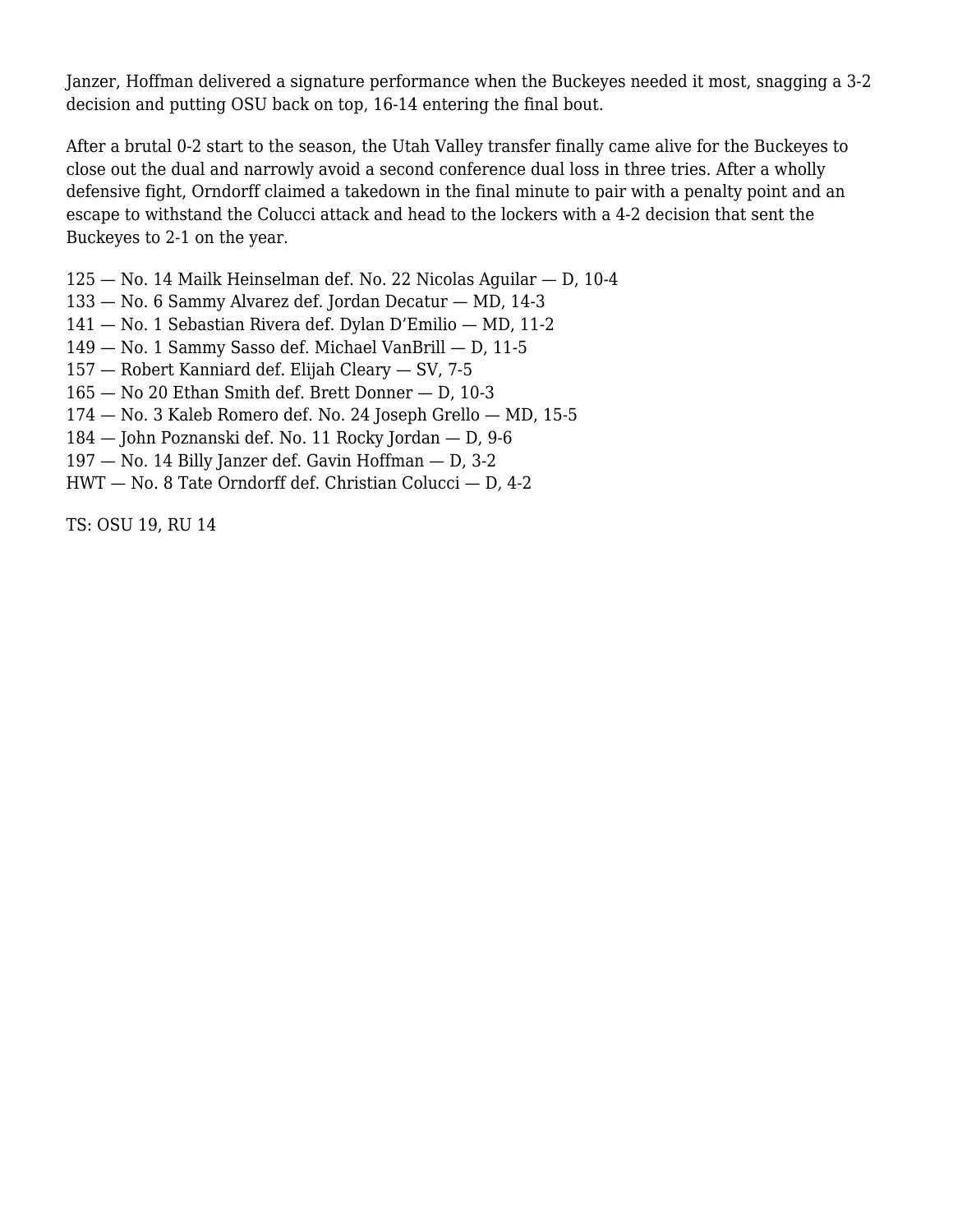Janzer, Hoffman delivered a signature performance when the Buckeyes needed it most, snagging a 3-2 decision and putting OSU back on top, 16-14 entering the final bout.

After a brutal 0-2 start to the season, the Utah Valley transfer finally came alive for the Buckeyes to close out the dual and narrowly avoid a second conference dual loss in three tries. After a wholly defensive fight, Orndorff claimed a takedown in the final minute to pair with a penalty point and an escape to withstand the Colucci attack and head to the lockers with a 4-2 decision that sent the Buckeyes to 2-1 on the year.

125 — No. 14 Mailk Heinselman def. No. 22 Nicolas Aguilar — D, 10-4
133 — No. 6 Sammy Alvarez def. Jordan Decatur — MD, 14-3
141 — No. 1 Sebastian Rivera def. Dylan D'Emilio — MD, 11-2
149 — No. 1 Sammy Sasso def. Michael VanBrill — D, 11-5
157 — Robert Kanniard def. Elijah Cleary — SV, 7-5
165 — No 20 Ethan Smith def. Brett Donner — D, 10-3
174 — No. 3 Kaleb Romero def. No. 24 Joseph Grello — MD, 15-5
184 — John Poznanski def. No. 11 Rocky Jordan — D, 9-6
197 — No. 14 Billy Janzer def. Gavin Hoffman — D, 3-2
HWT — No. 8 Tate Orndorff def. Christian Colucci — D, 4-2

TS: OSU 19, RU 14